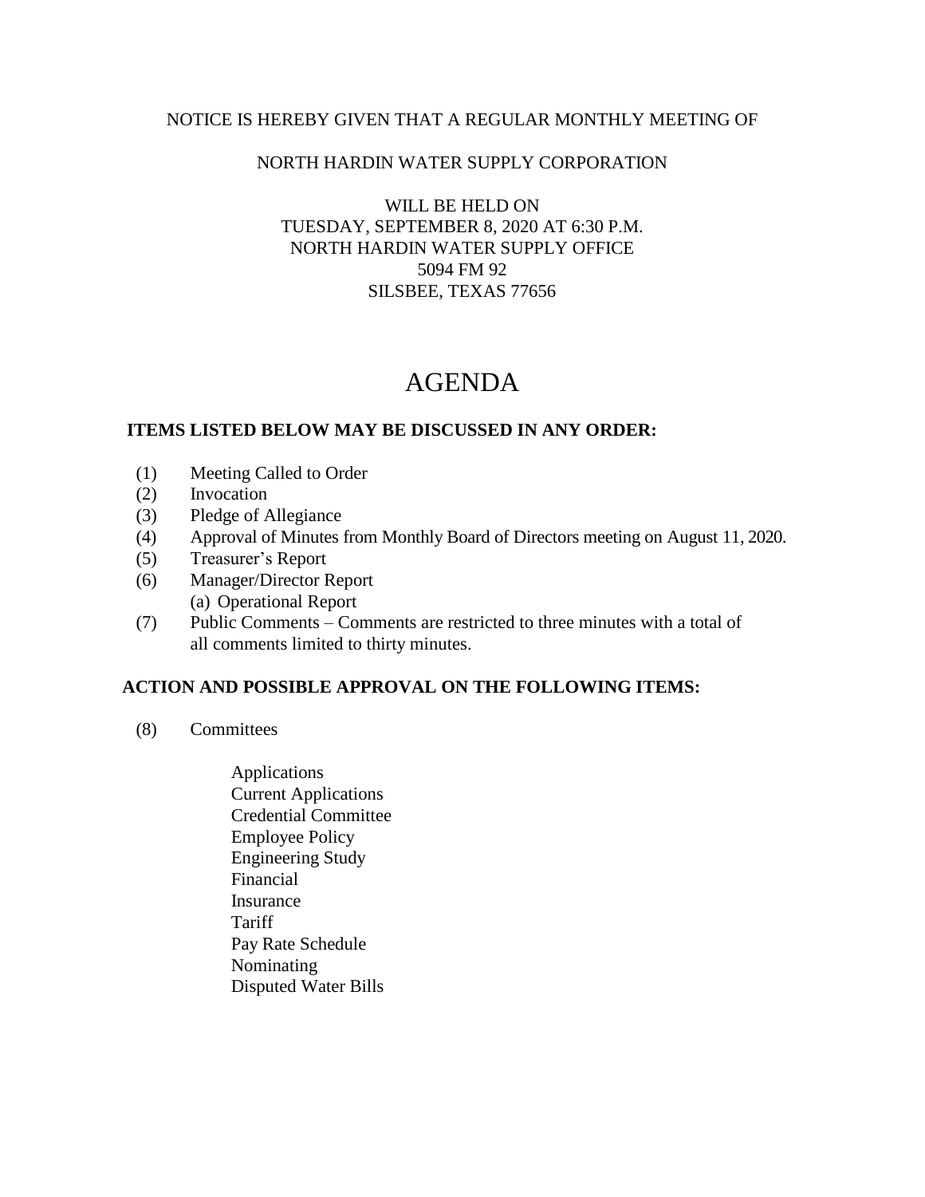NOTICE IS HEREBY GIVEN THAT A REGULAR MONTHLY MEETING OF

NORTH HARDIN WATER SUPPLY CORPORATION

WILL BE HELD ON
TUESDAY, SEPTEMBER 8, 2020 AT 6:30 P.M.
NORTH HARDIN WATER SUPPLY OFFICE
5094 FM 92
SILSBEE, TEXAS 77656

# AGENDA

**ITEMS LISTED BELOW MAY BE DISCUSSED IN ANY ORDER:**

(1) Meeting Called to Order
(2) Invocation
(3) Pledge of Allegiance
(4) Approval of Minutes from Monthly Board of Directors meeting on August 11, 2020.
(5) Treasurer's Report
(6) Manager/Director Report
  (a) Operational Report
(7) Public Comments – Comments are restricted to three minutes with a total of all comments limited to thirty minutes.

**ACTION AND POSSIBLE APPROVAL ON THE FOLLOWING ITEMS:**

(8) Committees

- Applications
- Current Applications
- Credential Committee
- Employee Policy
- Engineering Study
- Financial
- Insurance
- Tariff
- Pay Rate Schedule
- Nominating
- Disputed Water Bills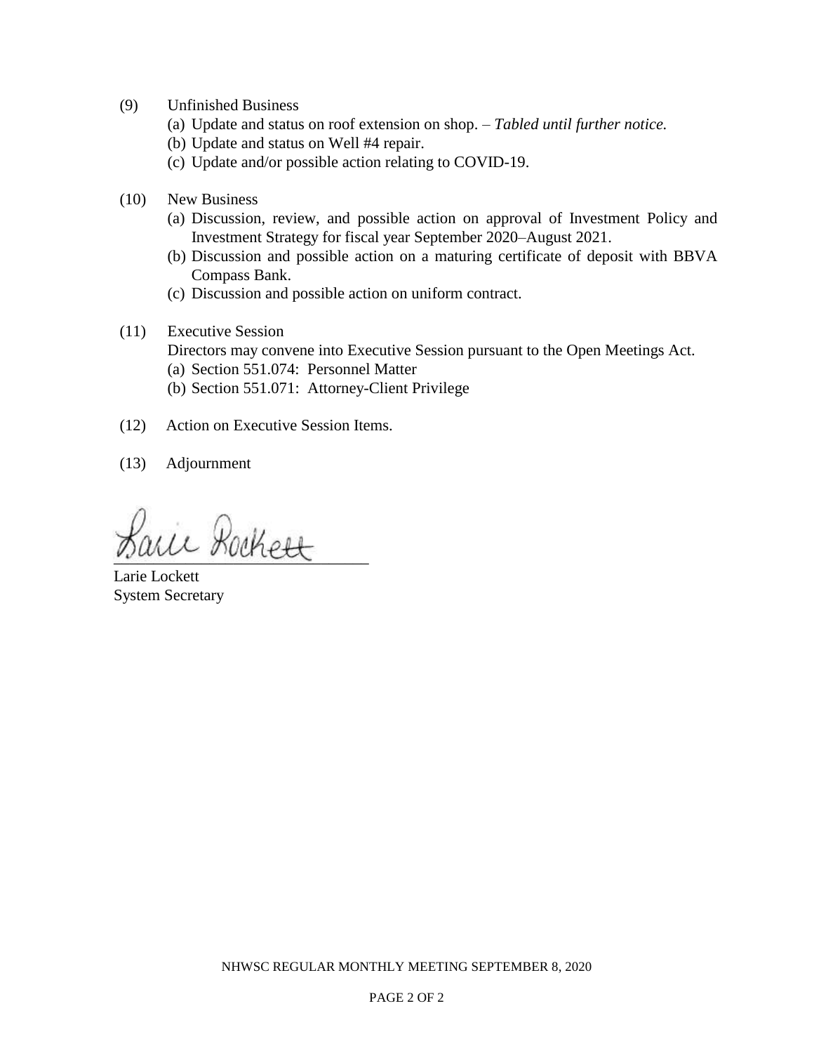(9) Unfinished Business
   (a) Update and status on roof extension on shop. – *Tabled until further notice.*
   (b) Update and status on Well #4 repair.
   (c) Update and/or possible action relating to COVID-19.

(10) New Business
   (a) Discussion, review, and possible action on approval of Investment Policy and Investment Strategy for fiscal year September 2020–August 2021.
   (b) Discussion and possible action on a maturing certificate of deposit with BBVA Compass Bank.
   (c) Discussion and possible action on uniform contract.

(11) Executive Session
   Directors may convene into Executive Session pursuant to the Open Meetings Act.
   (a) Section 551.074: Personnel Matter
   (b) Section 551.071: Attorney-Client Privilege

(12) Action on Executive Session Items.

(13) Adjournment

Larie Lockett
System Secretary